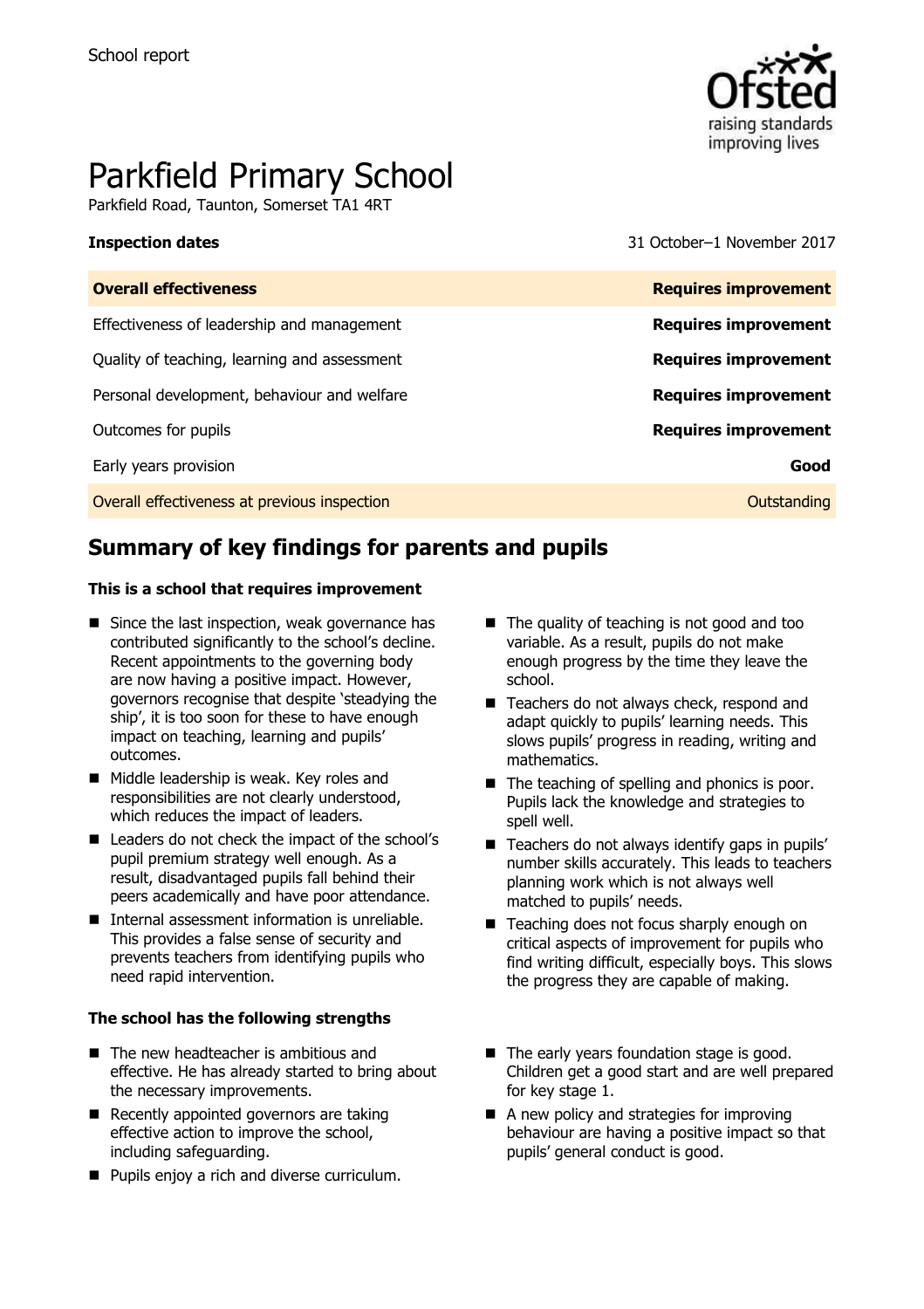School report

# Parkfield Primary School

Parkfield Road, Taunton, Somerset TA1 4RT

**Inspection dates** 31 October–1 November 2017

| **Overall effectiveness** | **Requires improvement** |
| --- | --- |
| Effectiveness of leadership and management | **Requires improvement** |
| Quality of teaching, learning and assessment | **Requires improvement** |
| Personal development, behaviour and welfare | **Requires improvement** |
| Outcomes for pupils | **Requires improvement** |
| Early years provision | **Good** |
| Overall effectiveness at previous inspection | Outstanding |

## Summary of key findings for parents and pupils

**This is a school that requires improvement**

- Since the last inspection, weak governance has contributed significantly to the school's decline. Recent appointments to the governing body are now having a positive impact. However, governors recognise that despite 'steadying the ship', it is too soon for these to have enough impact on teaching, learning and pupils' outcomes.
- Middle leadership is weak. Key roles and responsibilities are not clearly understood, which reduces the impact of leaders.
- Leaders do not check the impact of the school's pupil premium strategy well enough. As a result, disadvantaged pupils fall behind their peers academically and have poor attendance.
- Internal assessment information is unreliable. This provides a false sense of security and prevents teachers from identifying pupils who need rapid intervention.
- The quality of teaching is not good and too variable. As a result, pupils do not make enough progress by the time they leave the school.
- Teachers do not always check, respond and adapt quickly to pupils' learning needs. This slows pupils' progress in reading, writing and mathematics.
- The teaching of spelling and phonics is poor. Pupils lack the knowledge and strategies to spell well.
- Teachers do not always identify gaps in pupils' number skills accurately. This leads to teachers planning work which is not always well matched to pupils' needs.
- Teaching does not focus sharply enough on critical aspects of improvement for pupils who find writing difficult, especially boys. This slows the progress they are capable of making.

**The school has the following strengths**

- The new headteacher is ambitious and effective. He has already started to bring about the necessary improvements.
- Recently appointed governors are taking effective action to improve the school, including safeguarding.
- Pupils enjoy a rich and diverse curriculum.
- The early years foundation stage is good. Children get a good start and are well prepared for key stage 1.
- A new policy and strategies for improving behaviour are having a positive impact so that pupils' general conduct is good.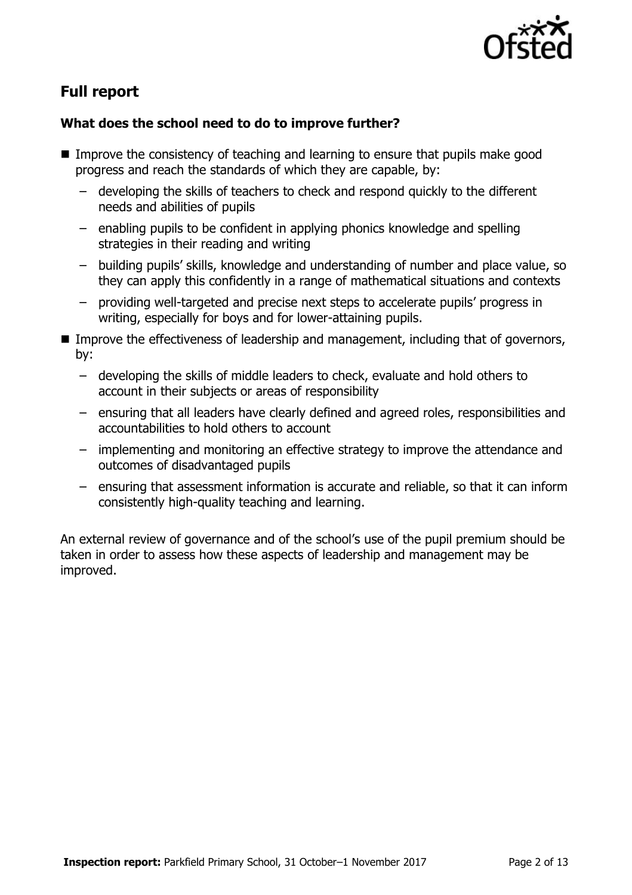## Full report

### What does the school need to do to improve further?

- Improve the consistency of teaching and learning to ensure that pupils make good progress and reach the standards of which they are capable, by:
  - developing the skills of teachers to check and respond quickly to the different needs and abilities of pupils
  - enabling pupils to be confident in applying phonics knowledge and spelling strategies in their reading and writing
  - building pupils' skills, knowledge and understanding of number and place value, so they can apply this confidently in a range of mathematical situations and contexts
  - providing well-targeted and precise next steps to accelerate pupils' progress in writing, especially for boys and for lower-attaining pupils.
- Improve the effectiveness of leadership and management, including that of governors, by:
  - developing the skills of middle leaders to check, evaluate and hold others to account in their subjects or areas of responsibility
  - ensuring that all leaders have clearly defined and agreed roles, responsibilities and accountabilities to hold others to account
  - implementing and monitoring an effective strategy to improve the attendance and outcomes of disadvantaged pupils
  - ensuring that assessment information is accurate and reliable, so that it can inform consistently high-quality teaching and learning.

An external review of governance and of the school's use of the pupil premium should be taken in order to assess how these aspects of leadership and management may be improved.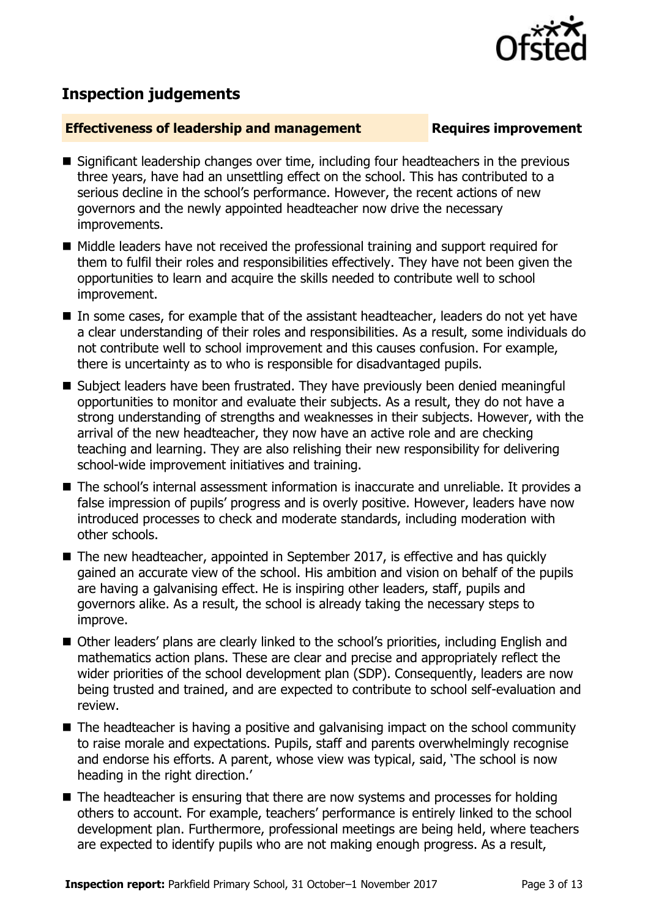## Inspection judgements

**Effectiveness of leadership and management** **Requires improvement**

- Significant leadership changes over time, including four headteachers in the previous three years, have had an unsettling effect on the school. This has contributed to a serious decline in the school's performance. However, the recent actions of new governors and the newly appointed headteacher now drive the necessary improvements.
- Middle leaders have not received the professional training and support required for them to fulfil their roles and responsibilities effectively. They have not been given the opportunities to learn and acquire the skills needed to contribute well to school improvement.
- In some cases, for example that of the assistant headteacher, leaders do not yet have a clear understanding of their roles and responsibilities. As a result, some individuals do not contribute well to school improvement and this causes confusion. For example, there is uncertainty as to who is responsible for disadvantaged pupils.
- Subject leaders have been frustrated. They have previously been denied meaningful opportunities to monitor and evaluate their subjects. As a result, they do not have a strong understanding of strengths and weaknesses in their subjects. However, with the arrival of the new headteacher, they now have an active role and are checking teaching and learning. They are also relishing their new responsibility for delivering school-wide improvement initiatives and training.
- The school's internal assessment information is inaccurate and unreliable. It provides a false impression of pupils' progress and is overly positive. However, leaders have now introduced processes to check and moderate standards, including moderation with other schools.
- The new headteacher, appointed in September 2017, is effective and has quickly gained an accurate view of the school. His ambition and vision on behalf of the pupils are having a galvanising effect. He is inspiring other leaders, staff, pupils and governors alike. As a result, the school is already taking the necessary steps to improve.
- Other leaders' plans are clearly linked to the school's priorities, including English and mathematics action plans. These are clear and precise and appropriately reflect the wider priorities of the school development plan (SDP). Consequently, leaders are now being trusted and trained, and are expected to contribute to school self-evaluation and review.
- The headteacher is having a positive and galvanising impact on the school community to raise morale and expectations. Pupils, staff and parents overwhelmingly recognise and endorse his efforts. A parent, whose view was typical, said, 'The school is now heading in the right direction.'
- The headteacher is ensuring that there are now systems and processes for holding others to account. For example, teachers' performance is entirely linked to the school development plan. Furthermore, professional meetings are being held, where teachers are expected to identify pupils who are not making enough progress. As a result,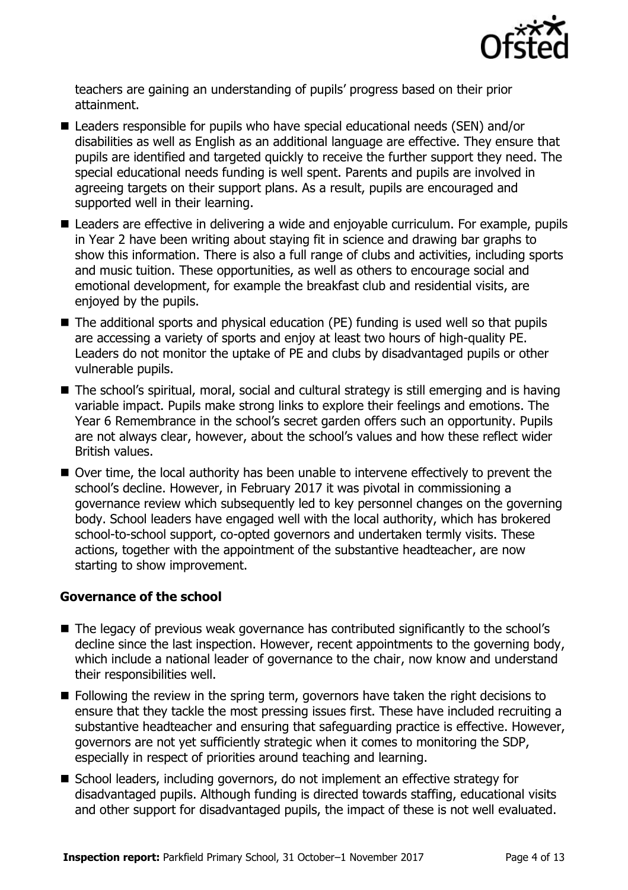teachers are gaining an understanding of pupils' progress based on their prior attainment.

- Leaders responsible for pupils who have special educational needs (SEN) and/or disabilities as well as English as an additional language are effective. They ensure that pupils are identified and targeted quickly to receive the further support they need. The special educational needs funding is well spent. Parents and pupils are involved in agreeing targets on their support plans. As a result, pupils are encouraged and supported well in their learning.
- Leaders are effective in delivering a wide and enjoyable curriculum. For example, pupils in Year 2 have been writing about staying fit in science and drawing bar graphs to show this information. There is also a full range of clubs and activities, including sports and music tuition. These opportunities, as well as others to encourage social and emotional development, for example the breakfast club and residential visits, are enjoyed by the pupils.
- The additional sports and physical education (PE) funding is used well so that pupils are accessing a variety of sports and enjoy at least two hours of high-quality PE. Leaders do not monitor the uptake of PE and clubs by disadvantaged pupils or other vulnerable pupils.
- The school's spiritual, moral, social and cultural strategy is still emerging and is having variable impact. Pupils make strong links to explore their feelings and emotions. The Year 6 Remembrance in the school's secret garden offers such an opportunity. Pupils are not always clear, however, about the school's values and how these reflect wider British values.
- Over time, the local authority has been unable to intervene effectively to prevent the school's decline. However, in February 2017 it was pivotal in commissioning a governance review which subsequently led to key personnel changes on the governing body. School leaders have engaged well with the local authority, which has brokered school-to-school support, co-opted governors and undertaken termly visits. These actions, together with the appointment of the substantive headteacher, are now starting to show improvement.

### Governance of the school

- The legacy of previous weak governance has contributed significantly to the school's decline since the last inspection. However, recent appointments to the governing body, which include a national leader of governance to the chair, now know and understand their responsibilities well.
- Following the review in the spring term, governors have taken the right decisions to ensure that they tackle the most pressing issues first. These have included recruiting a substantive headteacher and ensuring that safeguarding practice is effective. However, governors are not yet sufficiently strategic when it comes to monitoring the SDP, especially in respect of priorities around teaching and learning.
- School leaders, including governors, do not implement an effective strategy for disadvantaged pupils. Although funding is directed towards staffing, educational visits and other support for disadvantaged pupils, the impact of these is not well evaluated.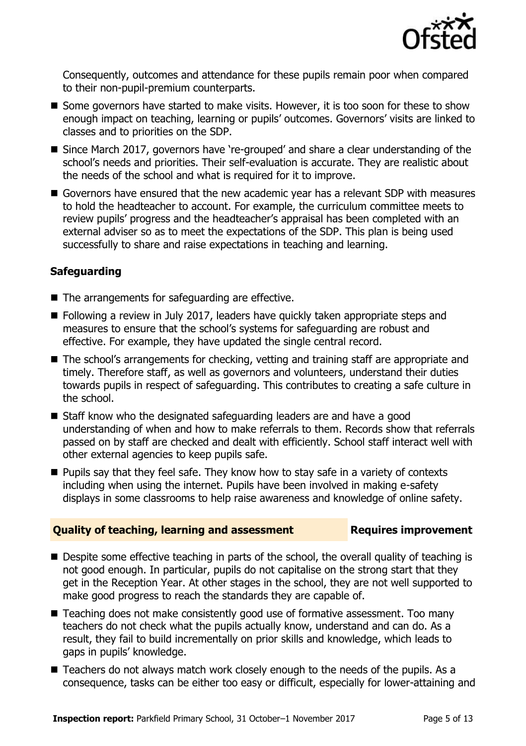Consequently, outcomes and attendance for these pupils remain poor when compared to their non-pupil-premium counterparts.

- Some governors have started to make visits. However, it is too soon for these to show enough impact on teaching, learning or pupils' outcomes. Governors' visits are linked to classes and to priorities on the SDP.
- Since March 2017, governors have 're-grouped' and share a clear understanding of the school's needs and priorities. Their self-evaluation is accurate. They are realistic about the needs of the school and what is required for it to improve.
- Governors have ensured that the new academic year has a relevant SDP with measures to hold the headteacher to account. For example, the curriculum committee meets to review pupils' progress and the headteacher's appraisal has been completed with an external adviser so as to meet the expectations of the SDP. This plan is being used successfully to share and raise expectations in teaching and learning.

### Safeguarding

- The arrangements for safeguarding are effective.
- Following a review in July 2017, leaders have quickly taken appropriate steps and measures to ensure that the school's systems for safeguarding are robust and effective. For example, they have updated the single central record.
- The school's arrangements for checking, vetting and training staff are appropriate and timely. Therefore staff, as well as governors and volunteers, understand their duties towards pupils in respect of safeguarding. This contributes to creating a safe culture in the school.
- Staff know who the designated safeguarding leaders are and have a good understanding of when and how to make referrals to them. Records show that referrals passed on by staff are checked and dealt with efficiently. School staff interact well with other external agencies to keep pupils safe.
- Pupils say that they feel safe. They know how to stay safe in a variety of contexts including when using the internet. Pupils have been involved in making e-safety displays in some classrooms to help raise awareness and knowledge of online safety.

## Quality of teaching, learning and assessment — Requires improvement

- Despite some effective teaching in parts of the school, the overall quality of teaching is not good enough. In particular, pupils do not capitalise on the strong start that they get in the Reception Year. At other stages in the school, they are not well supported to make good progress to reach the standards they are capable of.
- Teaching does not make consistently good use of formative assessment. Too many teachers do not check what the pupils actually know, understand and can do. As a result, they fail to build incrementally on prior skills and knowledge, which leads to gaps in pupils' knowledge.
- Teachers do not always match work closely enough to the needs of the pupils. As a consequence, tasks can be either too easy or difficult, especially for lower-attaining and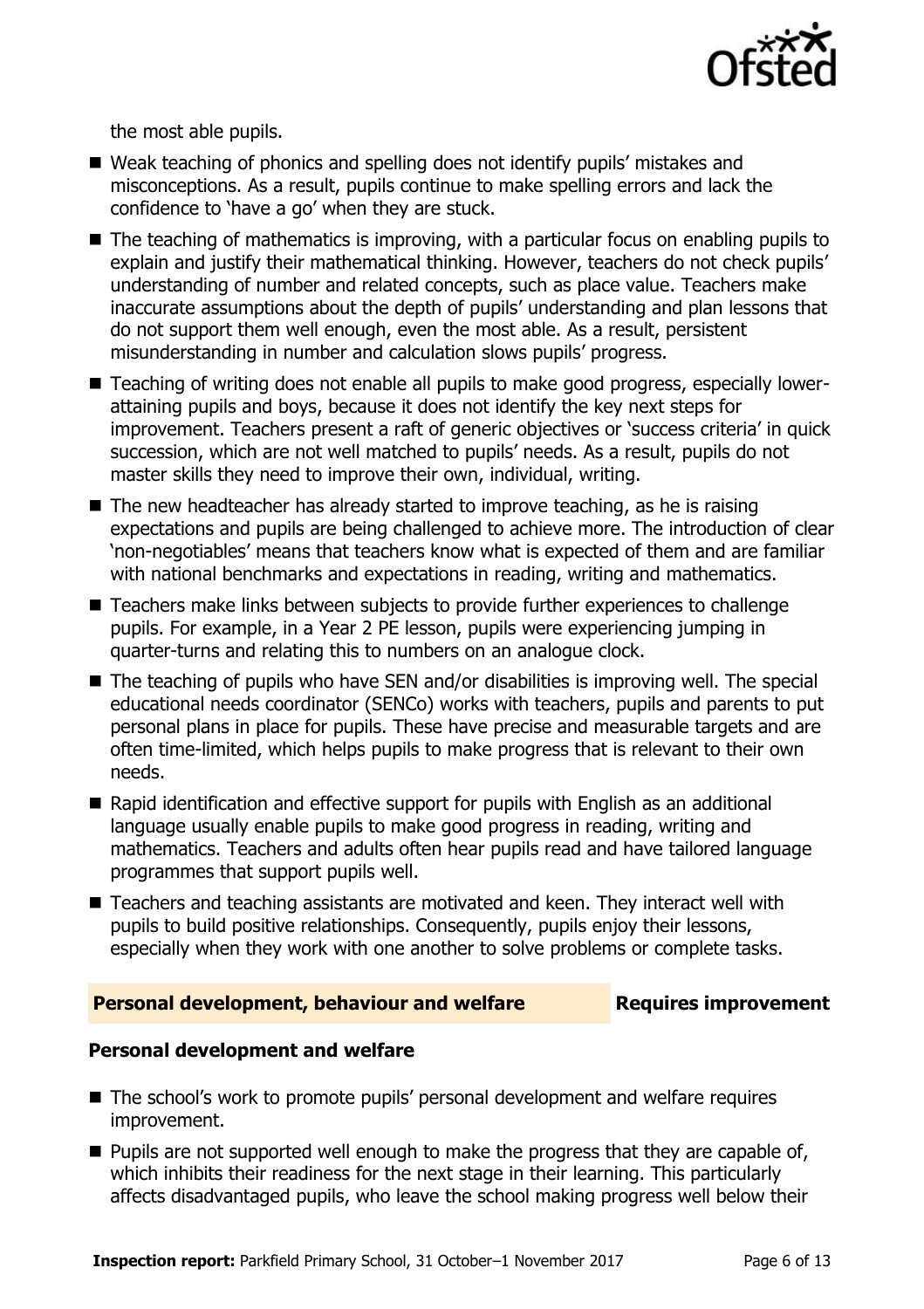the most able pupils.

- Weak teaching of phonics and spelling does not identify pupils' mistakes and misconceptions. As a result, pupils continue to make spelling errors and lack the confidence to 'have a go' when they are stuck.
- The teaching of mathematics is improving, with a particular focus on enabling pupils to explain and justify their mathematical thinking. However, teachers do not check pupils' understanding of number and related concepts, such as place value. Teachers make inaccurate assumptions about the depth of pupils' understanding and plan lessons that do not support them well enough, even the most able. As a result, persistent misunderstanding in number and calculation slows pupils' progress.
- Teaching of writing does not enable all pupils to make good progress, especially lower-attaining pupils and boys, because it does not identify the key next steps for improvement. Teachers present a raft of generic objectives or 'success criteria' in quick succession, which are not well matched to pupils' needs. As a result, pupils do not master skills they need to improve their own, individual, writing.
- The new headteacher has already started to improve teaching, as he is raising expectations and pupils are being challenged to achieve more. The introduction of clear 'non-negotiables' means that teachers know what is expected of them and are familiar with national benchmarks and expectations in reading, writing and mathematics.
- Teachers make links between subjects to provide further experiences to challenge pupils. For example, in a Year 2 PE lesson, pupils were experiencing jumping in quarter-turns and relating this to numbers on an analogue clock.
- The teaching of pupils who have SEN and/or disabilities is improving well. The special educational needs coordinator (SENCo) works with teachers, pupils and parents to put personal plans in place for pupils. These have precise and measurable targets and are often time-limited, which helps pupils to make progress that is relevant to their own needs.
- Rapid identification and effective support for pupils with English as an additional language usually enable pupils to make good progress in reading, writing and mathematics. Teachers and adults often hear pupils read and have tailored language programmes that support pupils well.
- Teachers and teaching assistants are motivated and keen. They interact well with pupils to build positive relationships. Consequently, pupils enjoy their lessons, especially when they work with one another to solve problems or complete tasks.

## Personal development, behaviour and welfare — Requires improvement

### Personal development and welfare

- The school's work to promote pupils' personal development and welfare requires improvement.
- Pupils are not supported well enough to make the progress that they are capable of, which inhibits their readiness for the next stage in their learning. This particularly affects disadvantaged pupils, who leave the school making progress well below their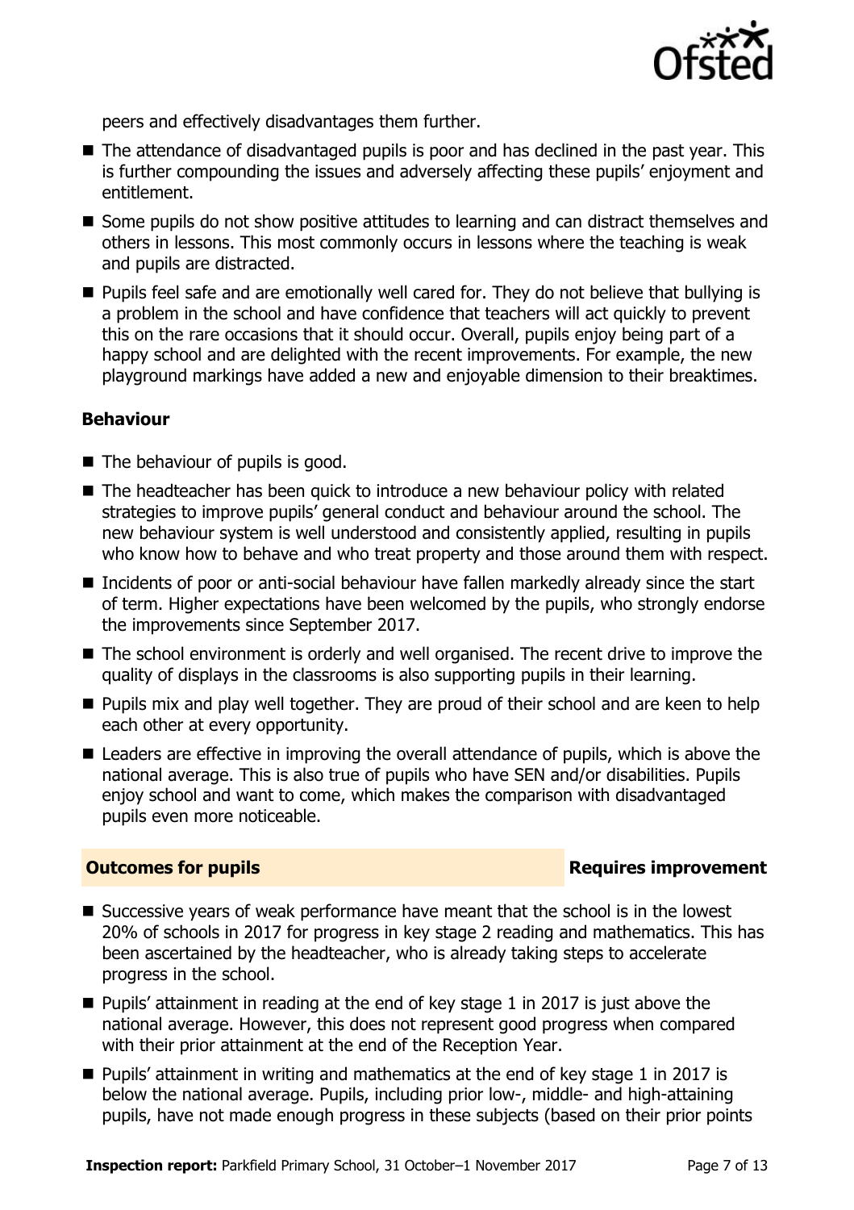peers and effectively disadvantages them further.

- The attendance of disadvantaged pupils is poor and has declined in the past year. This is further compounding the issues and adversely affecting these pupils' enjoyment and entitlement.
- Some pupils do not show positive attitudes to learning and can distract themselves and others in lessons. This most commonly occurs in lessons where the teaching is weak and pupils are distracted.
- Pupils feel safe and are emotionally well cared for. They do not believe that bullying is a problem in the school and have confidence that teachers will act quickly to prevent this on the rare occasions that it should occur. Overall, pupils enjoy being part of a happy school and are delighted with the recent improvements. For example, the new playground markings have added a new and enjoyable dimension to their breaktimes.

### Behaviour

- The behaviour of pupils is good.
- The headteacher has been quick to introduce a new behaviour policy with related strategies to improve pupils' general conduct and behaviour around the school. The new behaviour system is well understood and consistently applied, resulting in pupils who know how to behave and who treat property and those around them with respect.
- Incidents of poor or anti-social behaviour have fallen markedly already since the start of term. Higher expectations have been welcomed by the pupils, who strongly endorse the improvements since September 2017.
- The school environment is orderly and well organised. The recent drive to improve the quality of displays in the classrooms is also supporting pupils in their learning.
- Pupils mix and play well together. They are proud of their school and are keen to help each other at every opportunity.
- Leaders are effective in improving the overall attendance of pupils, which is above the national average. This is also true of pupils who have SEN and/or disabilities. Pupils enjoy school and want to come, which makes the comparison with disadvantaged pupils even more noticeable.

## Outcomes for pupils — Requires improvement

- Successive years of weak performance have meant that the school is in the lowest 20% of schools in 2017 for progress in key stage 2 reading and mathematics. This has been ascertained by the headteacher, who is already taking steps to accelerate progress in the school.
- Pupils' attainment in reading at the end of key stage 1 in 2017 is just above the national average. However, this does not represent good progress when compared with their prior attainment at the end of the Reception Year.
- Pupils' attainment in writing and mathematics at the end of key stage 1 in 2017 is below the national average. Pupils, including prior low-, middle- and high-attaining pupils, have not made enough progress in these subjects (based on their prior points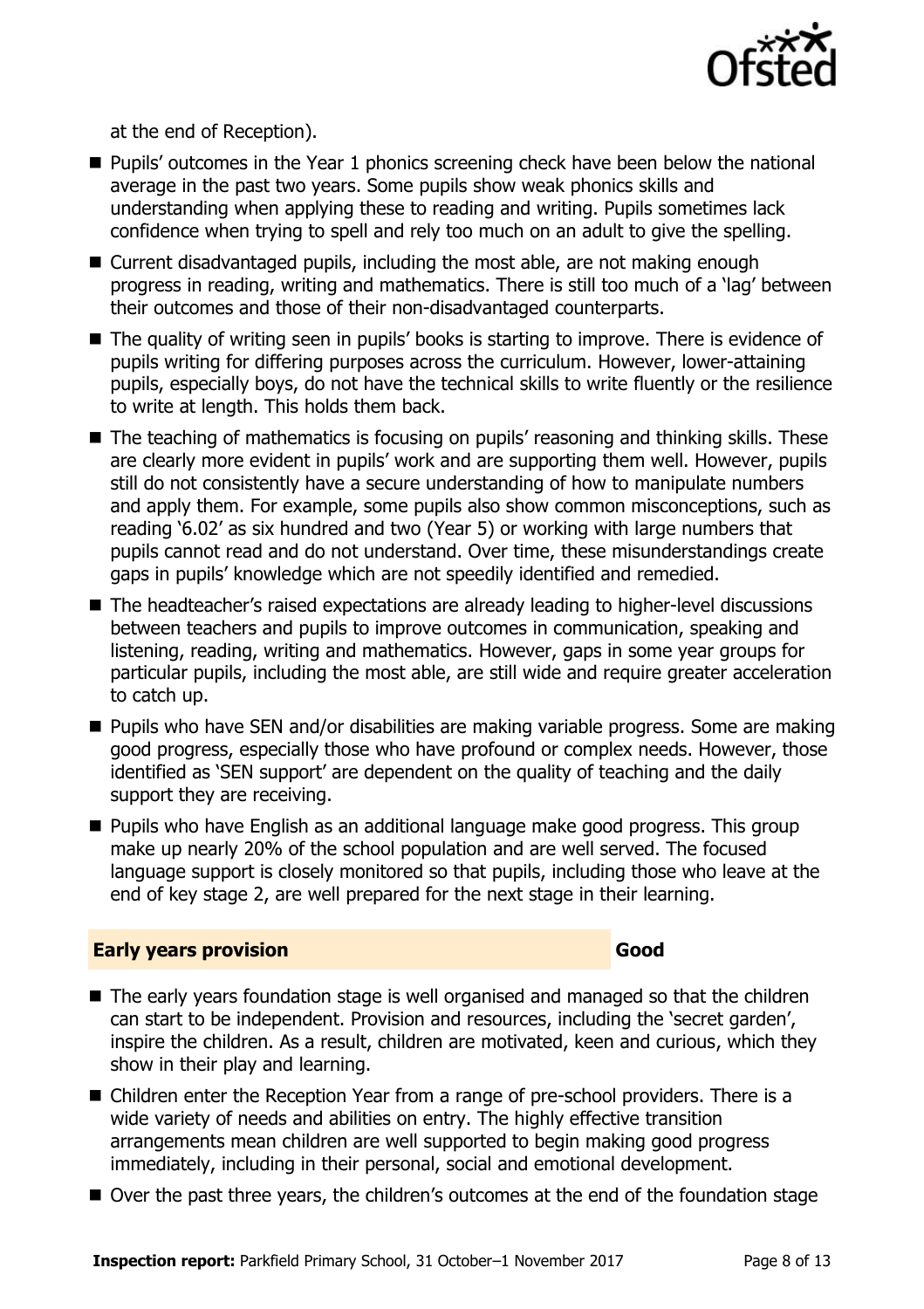at the end of Reception).

- Pupils' outcomes in the Year 1 phonics screening check have been below the national average in the past two years. Some pupils show weak phonics skills and understanding when applying these to reading and writing. Pupils sometimes lack confidence when trying to spell and rely too much on an adult to give the spelling.
- Current disadvantaged pupils, including the most able, are not making enough progress in reading, writing and mathematics. There is still too much of a 'lag' between their outcomes and those of their non-disadvantaged counterparts.
- The quality of writing seen in pupils' books is starting to improve. There is evidence of pupils writing for differing purposes across the curriculum. However, lower-attaining pupils, especially boys, do not have the technical skills to write fluently or the resilience to write at length. This holds them back.
- The teaching of mathematics is focusing on pupils' reasoning and thinking skills. These are clearly more evident in pupils' work and are supporting them well. However, pupils still do not consistently have a secure understanding of how to manipulate numbers and apply them. For example, some pupils also show common misconceptions, such as reading '6.02' as six hundred and two (Year 5) or working with large numbers that pupils cannot read and do not understand. Over time, these misunderstandings create gaps in pupils' knowledge which are not speedily identified and remedied.
- The headteacher's raised expectations are already leading to higher-level discussions between teachers and pupils to improve outcomes in communication, speaking and listening, reading, writing and mathematics. However, gaps in some year groups for particular pupils, including the most able, are still wide and require greater acceleration to catch up.
- Pupils who have SEN and/or disabilities are making variable progress. Some are making good progress, especially those who have profound or complex needs. However, those identified as 'SEN support' are dependent on the quality of teaching and the daily support they are receiving.
- Pupils who have English as an additional language make good progress. This group make up nearly 20% of the school population and are well served. The focused language support is closely monitored so that pupils, including those who leave at the end of key stage 2, are well prepared for the next stage in their learning.

## Early years provision — Good

- The early years foundation stage is well organised and managed so that the children can start to be independent. Provision and resources, including the 'secret garden', inspire the children. As a result, children are motivated, keen and curious, which they show in their play and learning.
- Children enter the Reception Year from a range of pre-school providers. There is a wide variety of needs and abilities on entry. The highly effective transition arrangements mean children are well supported to begin making good progress immediately, including in their personal, social and emotional development.
- Over the past three years, the children's outcomes at the end of the foundation stage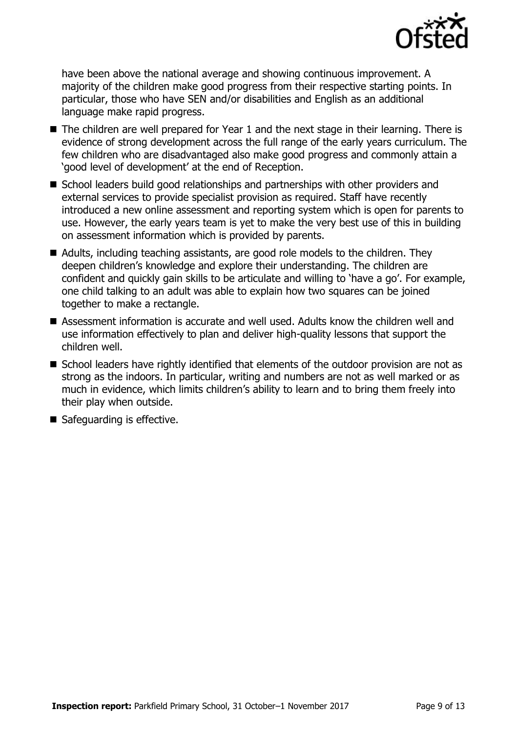have been above the national average and showing continuous improvement. A majority of the children make good progress from their respective starting points. In particular, those who have SEN and/or disabilities and English as an additional language make rapid progress.

- The children are well prepared for Year 1 and the next stage in their learning. There is evidence of strong development across the full range of the early years curriculum. The few children who are disadvantaged also make good progress and commonly attain a 'good level of development' at the end of Reception.
- School leaders build good relationships and partnerships with other providers and external services to provide specialist provision as required. Staff have recently introduced a new online assessment and reporting system which is open for parents to use. However, the early years team is yet to make the very best use of this in building on assessment information which is provided by parents.
- Adults, including teaching assistants, are good role models to the children. They deepen children's knowledge and explore their understanding. The children are confident and quickly gain skills to be articulate and willing to 'have a go'. For example, one child talking to an adult was able to explain how two squares can be joined together to make a rectangle.
- Assessment information is accurate and well used. Adults know the children well and use information effectively to plan and deliver high-quality lessons that support the children well.
- School leaders have rightly identified that elements of the outdoor provision are not as strong as the indoors. In particular, writing and numbers are not as well marked or as much in evidence, which limits children's ability to learn and to bring them freely into their play when outside.
- Safeguarding is effective.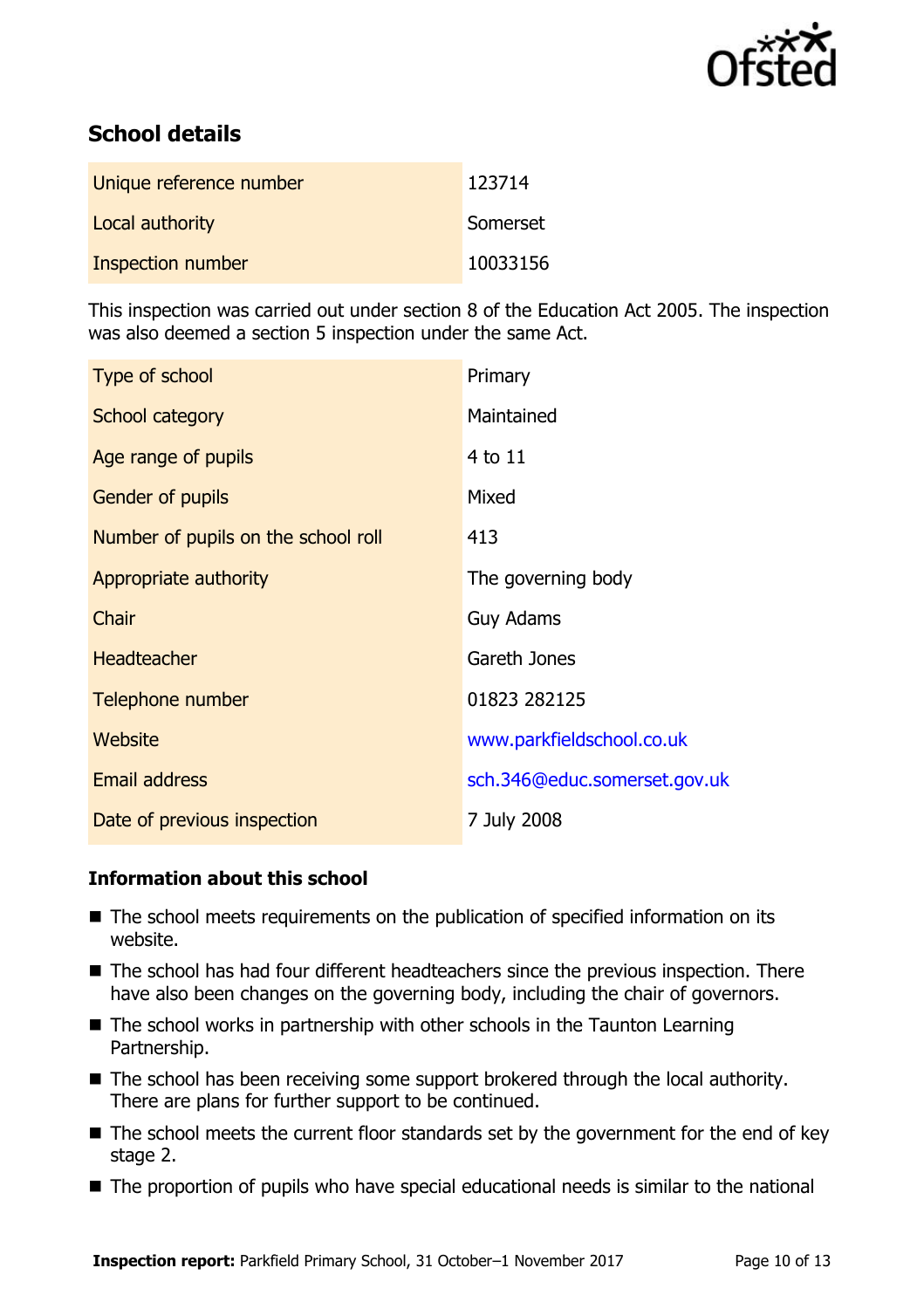## School details

| | |
|---|---|
| Unique reference number | 123714 |
| Local authority | Somerset |
| Inspection number | 10033156 |

This inspection was carried out under section 8 of the Education Act 2005. The inspection was also deemed a section 5 inspection under the same Act.

| | |
|---|---|
| Type of school | Primary |
| School category | Maintained |
| Age range of pupils | 4 to 11 |
| Gender of pupils | Mixed |
| Number of pupils on the school roll | 413 |
| Appropriate authority | The governing body |
| Chair | Guy Adams |
| Headteacher | Gareth Jones |
| Telephone number | 01823 282125 |
| Website | www.parkfieldschool.co.uk |
| Email address | sch.346@educ.somerset.gov.uk |
| Date of previous inspection | 7 July 2008 |

### Information about this school

- The school meets requirements on the publication of specified information on its website.
- The school has had four different headteachers since the previous inspection. There have also been changes on the governing body, including the chair of governors.
- The school works in partnership with other schools in the Taunton Learning Partnership.
- The school has been receiving some support brokered through the local authority. There are plans for further support to be continued.
- The school meets the current floor standards set by the government for the end of key stage 2.
- The proportion of pupils who have special educational needs is similar to the national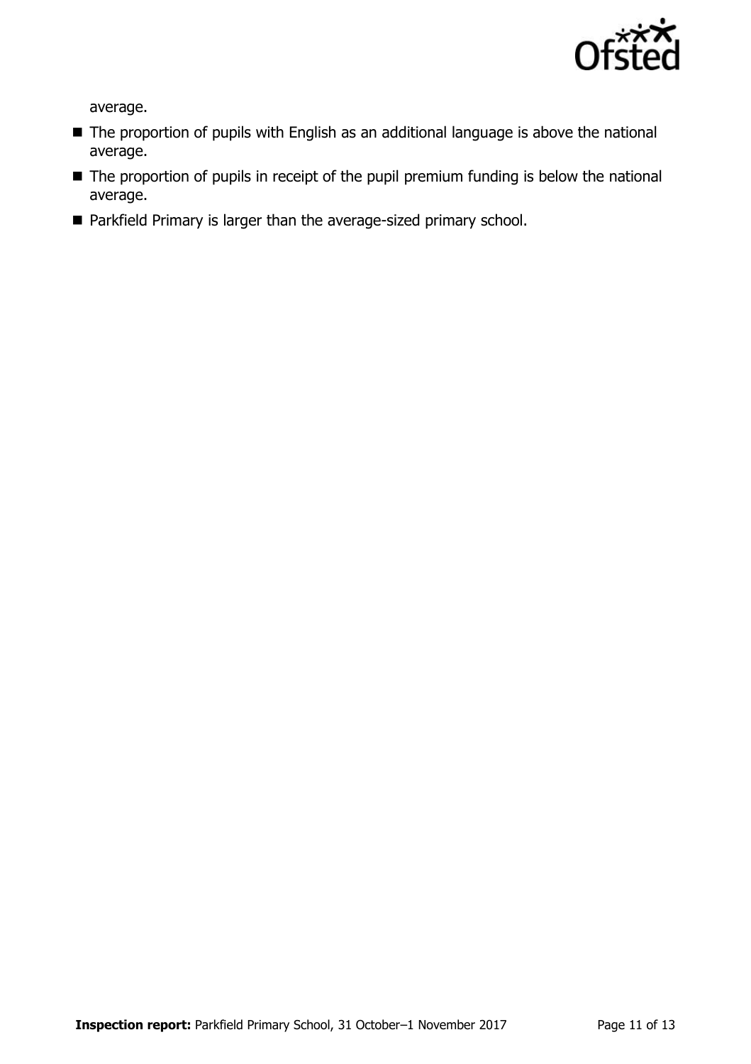average.

- The proportion of pupils with English as an additional language is above the national average.
- The proportion of pupils in receipt of the pupil premium funding is below the national average.
- Parkfield Primary is larger than the average-sized primary school.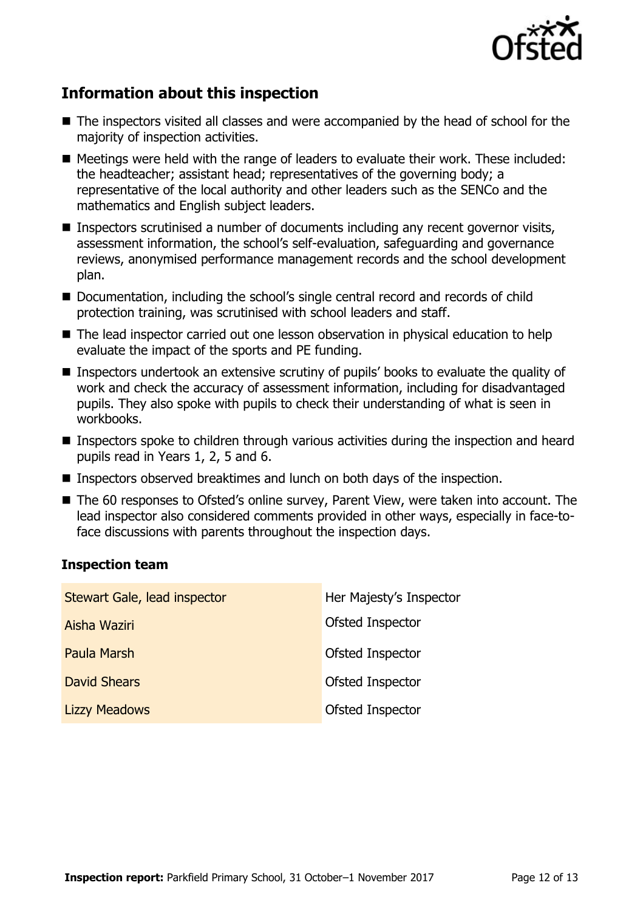## Information about this inspection

- The inspectors visited all classes and were accompanied by the head of school for the majority of inspection activities.
- Meetings were held with the range of leaders to evaluate their work. These included: the headteacher; assistant head; representatives of the governing body; a representative of the local authority and other leaders such as the SENCo and the mathematics and English subject leaders.
- Inspectors scrutinised a number of documents including any recent governor visits, assessment information, the school's self-evaluation, safeguarding and governance reviews, anonymised performance management records and the school development plan.
- Documentation, including the school's single central record and records of child protection training, was scrutinised with school leaders and staff.
- The lead inspector carried out one lesson observation in physical education to help evaluate the impact of the sports and PE funding.
- Inspectors undertook an extensive scrutiny of pupils' books to evaluate the quality of work and check the accuracy of assessment information, including for disadvantaged pupils. They also spoke with pupils to check their understanding of what is seen in workbooks.
- Inspectors spoke to children through various activities during the inspection and heard pupils read in Years 1, 2, 5 and 6.
- Inspectors observed breaktimes and lunch on both days of the inspection.
- The 60 responses to Ofsted's online survey, Parent View, were taken into account. The lead inspector also considered comments provided in other ways, especially in face-to-face discussions with parents throughout the inspection days.

### Inspection team

| | |
|---|---|
| Stewart Gale, lead inspector | Her Majesty's Inspector |
| Aisha Waziri | Ofsted Inspector |
| Paula Marsh | Ofsted Inspector |
| David Shears | Ofsted Inspector |
| Lizzy Meadows | Ofsted Inspector |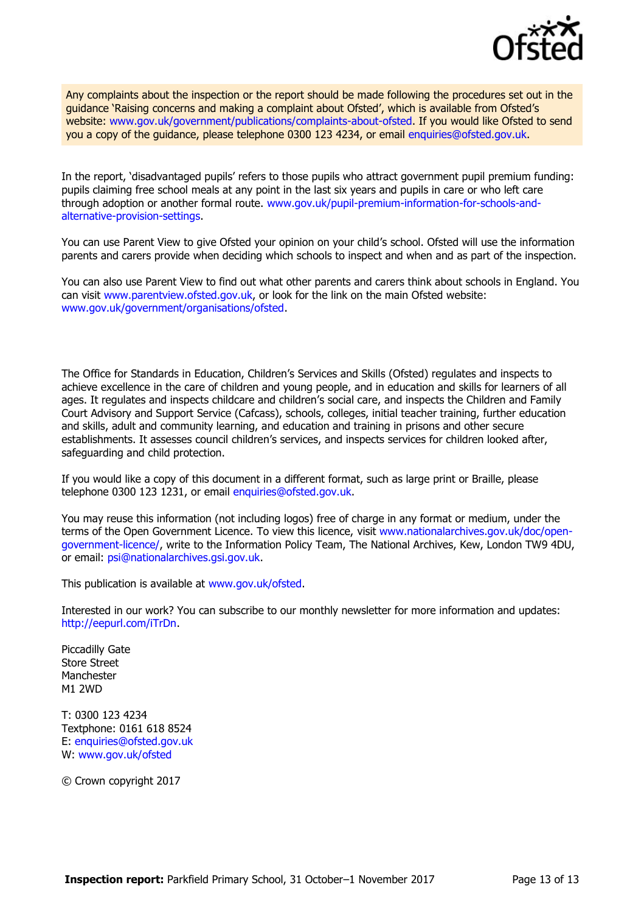Any complaints about the inspection or the report should be made following the procedures set out in the guidance 'Raising concerns and making a complaint about Ofsted', which is available from Ofsted's website: www.gov.uk/government/publications/complaints-about-ofsted. If you would like Ofsted to send you a copy of the guidance, please telephone 0300 123 4234, or email enquiries@ofsted.gov.uk.

In the report, 'disadvantaged pupils' refers to those pupils who attract government pupil premium funding: pupils claiming free school meals at any point in the last six years and pupils in care or who left care through adoption or another formal route. www.gov.uk/pupil-premium-information-for-schools-and-alternative-provision-settings.

You can use Parent View to give Ofsted your opinion on your child's school. Ofsted will use the information parents and carers provide when deciding which schools to inspect and when and as part of the inspection.

You can also use Parent View to find out what other parents and carers think about schools in England. You can visit www.parentview.ofsted.gov.uk, or look for the link on the main Ofsted website: www.gov.uk/government/organisations/ofsted.

The Office for Standards in Education, Children's Services and Skills (Ofsted) regulates and inspects to achieve excellence in the care of children and young people, and in education and skills for learners of all ages. It regulates and inspects childcare and children's social care, and inspects the Children and Family Court Advisory and Support Service (Cafcass), schools, colleges, initial teacher training, further education and skills, adult and community learning, and education and training in prisons and other secure establishments. It assesses council children's services, and inspects services for children looked after, safeguarding and child protection.

If you would like a copy of this document in a different format, such as large print or Braille, please telephone 0300 123 1231, or email enquiries@ofsted.gov.uk.

You may reuse this information (not including logos) free of charge in any format or medium, under the terms of the Open Government Licence. To view this licence, visit www.nationalarchives.gov.uk/doc/open-government-licence/, write to the Information Policy Team, The National Archives, Kew, London TW9 4DU, or email: psi@nationalarchives.gsi.gov.uk.

This publication is available at www.gov.uk/ofsted.

Interested in our work? You can subscribe to our monthly newsletter for more information and updates: http://eepurl.com/iTrDn.

Piccadilly Gate
Store Street
Manchester
M1 2WD

T: 0300 123 4234
Textphone: 0161 618 8524
E: enquiries@ofsted.gov.uk
W: www.gov.uk/ofsted

© Crown copyright 2017